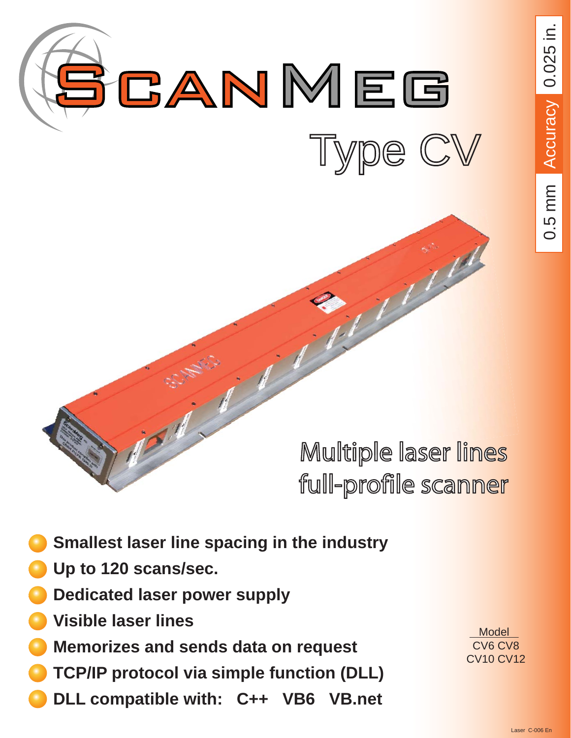# ScanMeg

## Type CV

Accuracy 0.5 mm 0.025 in.

## Multiple laser lines full-profile scanner

- **Smallest laser line spacing in the industry**
- **Up to 120 scans/sec.**
- **Dedicated laser power supply**
- **Visible laser lines**
- **Memorizes and sends data on request**
- **TCP/IP protocol via simple function (DLL)**
- **DLL compatible with: C++ VB6 VB.net**

Model
CV6 CV8
CV10 CV12

Laser C-006 En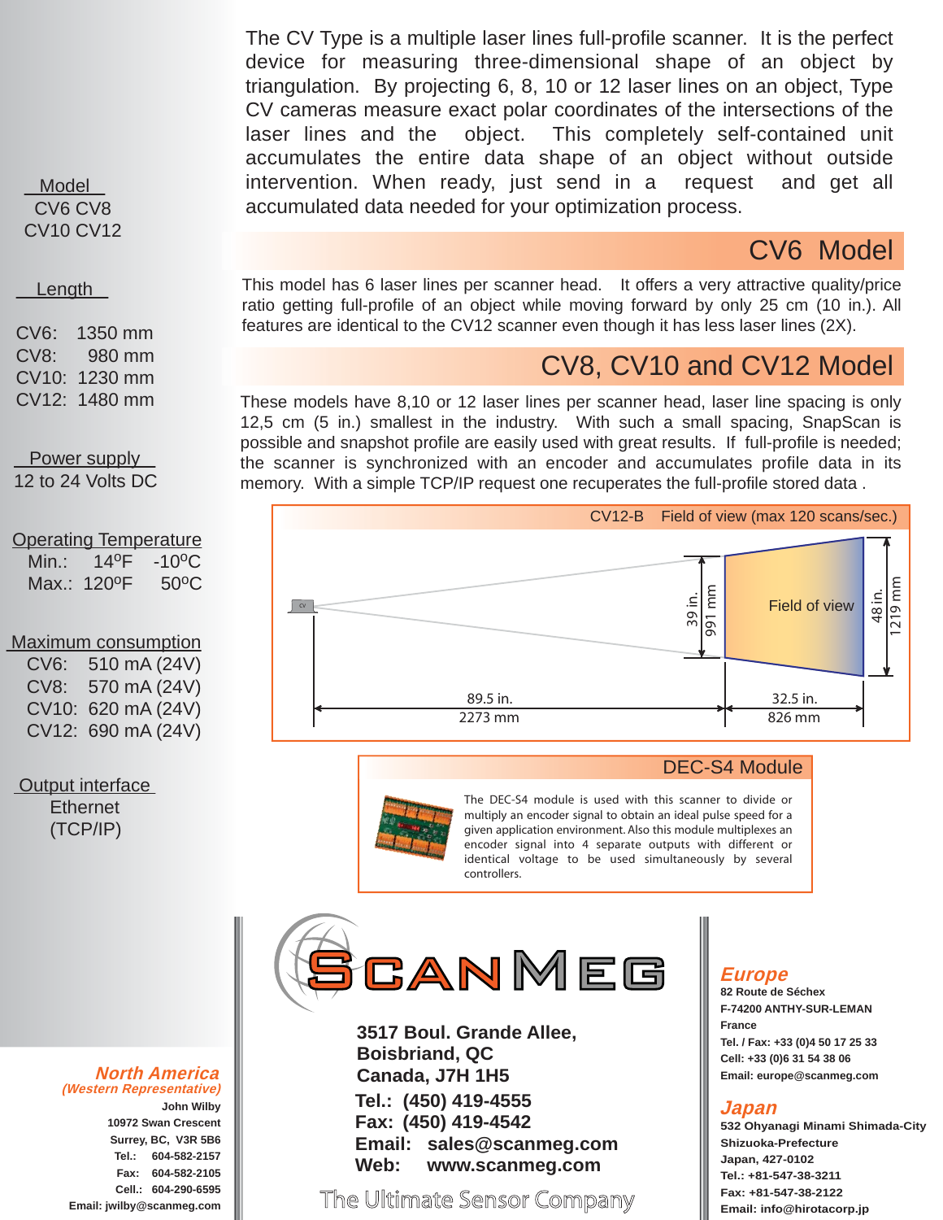The CV Type is a multiple laser lines full-profile scanner. It is the perfect device for measuring three-dimensional shape of an object by triangulation. By projecting 6, 8, 10 or 12 laser lines on an object, Type CV cameras measure exact polar coordinates of the intersections of the laser lines and the object. This completely self-contained unit accumulates the entire data shape of an object without outside intervention. When ready, just send in a request and get all accumulated data needed for your optimization process.

**Model**
CV6 CV8
CV10 CV12

**Length**

CV6: 1350 mm
CV8: 980 mm
CV10: 1230 mm
CV12: 1480 mm

**Power supply**
12 to 24 Volts DC

**Operating Temperature**
Min.: 14ºF -10ºC
Max.: 120ºF 50ºC

**Maximum consumption**
CV6: 510 mA (24V)
CV8: 570 mA (24V)
CV10: 620 mA (24V)
CV12: 690 mA (24V)

**Output interface**
Ethernet
(TCP/IP)

## CV6 Model

This model has 6 laser lines per scanner head. It offers a very attractive quality/price ratio getting full-profile of an object while moving forward by only 25 cm (10 in.). All features are identical to the CV12 scanner even though it has less laser lines (2X).

## CV8, CV10 and CV12 Model

These models have 8,10 or 12 laser lines per scanner head, laser line spacing is only 12,5 cm (5 in.) smallest in the industry. With such a small spacing, SnapScan is possible and snapshot profile are easily used with great results. If full-profile is needed; the scanner is synchronized with an encoder and accumulates profile data in its memory. With a simple TCP/IP request one recuperates the full-profile stored data .

CV12-B Field of view (max 120 scans/sec.)

CV
39 in.
991 mm
Field of view
48 in.
1219 mm
89.5 in.
2273 mm
32.5 in.
826 mm

## DEC-S4 Module

The DEC-S4 module is used with this scanner to divide or multiply an encoder signal to obtain an ideal pulse speed for a given application environment. Also this module multiplexes an encoder signal into 4 separate outputs with different or identical voltage to be used simultaneously by several controllers.

**SCANMEG**

**3517 Boul. Grande Allee,**
**Boisbriand, QC**
**Canada, J7H 1H5**
**Tel.: (450) 419-4555**
**Fax: (450) 419-4542**
**Email: sales@scanmeg.com**
**Web: www.scanmeg.com**

The Ultimate Sensor Company

***North America***
***(Western Representative)***
**John Wilby**
**10972 Swan Crescent**
**Surrey, BC, V3R 5B6**
**Tel.: 604-582-2157**
**Fax: 604-582-2105**
**Cell.: 604-290-6595**
**Email: jwilby@scanmeg.com**

***Europe***
**82 Route de Séchex**
**F-74200 ANTHY-SUR-LEMAN**
**France**
**Tel. / Fax: +33 (0)4 50 17 25 33**
**Cell: +33 (0)6 31 54 38 06**
**Email: europe@scanmeg.com**

***Japan***
**532 Ohyanagi Minami Shimada-City**
**Shizuoka-Prefecture**
**Japan, 427-0102**
**Tel.: +81-547-38-3211**
**Fax: +81-547-38-2122**
**Email: info@hirotacorp.jp**